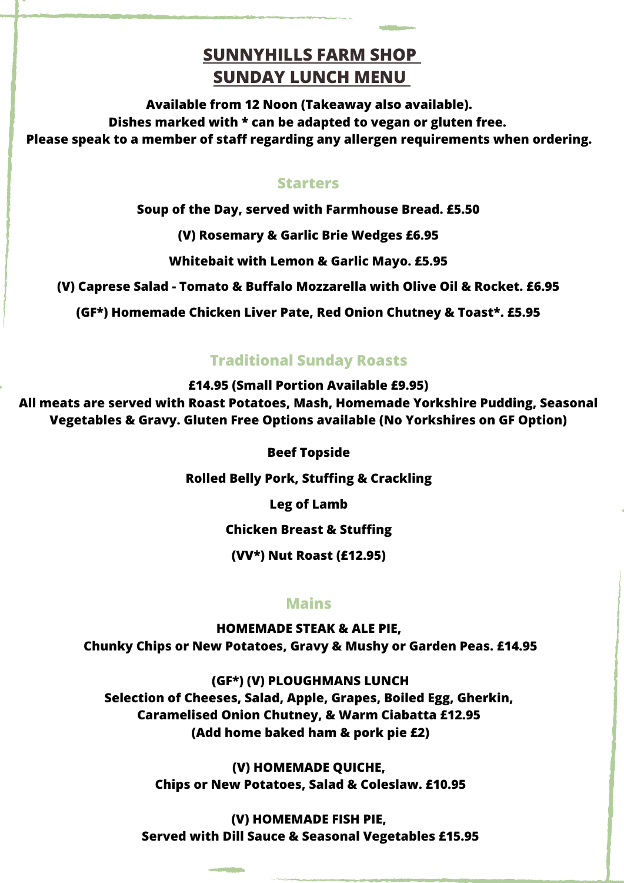# SUNNYHILLS FARM SHOP
# SUNDAY LUNCH MENU

**Available from 12 Noon (Takeaway also available).**
**Dishes marked with * can be adapted to vegan or gluten free.**
**Please speak to a member of staff regarding any allergen requirements when ordering.**

## Starters

**Soup of the Day, served with Farmhouse Bread. £5.50**

**(V) Rosemary & Garlic Brie Wedges £6.95**

**Whitebait with Lemon & Garlic Mayo. £5.95**

**(V) Caprese Salad - Tomato & Buffalo Mozzarella with Olive Oil & Rocket. £6.95**

**(GF*) Homemade Chicken Liver Pate, Red Onion Chutney & Toast*. £5.95**

## Traditional Sunday Roasts

**£14.95 (Small Portion Available £9.95)**
**All meats are served with Roast Potatoes, Mash, Homemade Yorkshire Pudding, Seasonal Vegetables & Gravy. Gluten Free Options available (No Yorkshires on GF Option)**

**Beef Topside**

**Rolled Belly Pork, Stuffing & Crackling**

**Leg of Lamb**

**Chicken Breast & Stuffing**

**(VV*) Nut Roast (£12.95)**

## Mains

**HOMEMADE STEAK & ALE PIE,**
**Chunky Chips or New Potatoes, Gravy & Mushy or Garden Peas. £14.95**

**(GF*) (V) PLOUGHMANS LUNCH**
**Selection of Cheeses, Salad, Apple, Grapes, Boiled Egg, Gherkin, Caramelised Onion Chutney, & Warm Ciabatta £12.95**
**(Add home baked ham & pork pie £2)**

**(V) HOMEMADE QUICHE,**
**Chips or New Potatoes, Salad & Coleslaw. £10.95**

**(V) HOMEMADE FISH PIE,**
**Served with Dill Sauce & Seasonal Vegetables £15.95**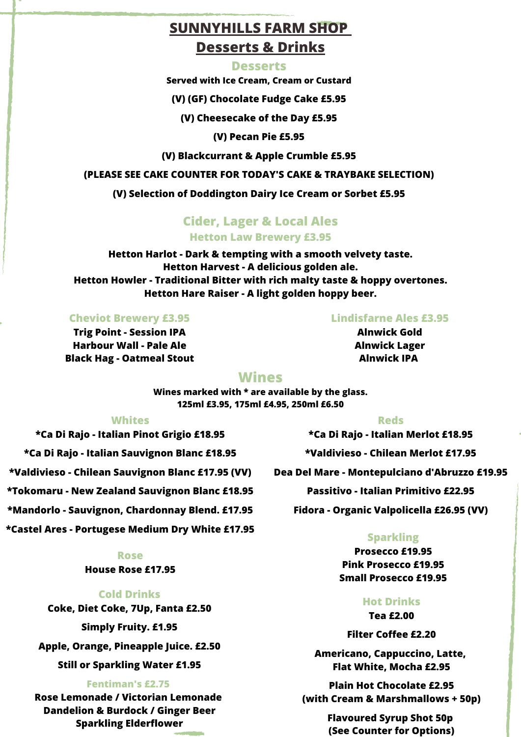# SUNNYHILLS FARM SHOP

## Desserts & Drinks

### Desserts

**Served with Ice Cream, Cream or Custard**

**(V) (GF) Chocolate Fudge Cake £5.95**

**(V) Cheesecake of the Day £5.95**

**(V) Pecan Pie £5.95**

**(V) Blackcurrant & Apple Crumble £5.95**

**(PLEASE SEE CAKE COUNTER FOR TODAY'S CAKE & TRAYBAKE SELECTION)**

**(V) Selection of Doddington Dairy Ice Cream or Sorbet £5.95**

### Cider, Lager & Local Ales

#### Hetton Law Brewery £3.95

**Hetton Harlot - Dark & tempting with a smooth velvety taste.**
**Hetton Harvest - A delicious golden ale.**
**Hetton Howler - Traditional Bitter with rich malty taste & hoppy overtones.**
**Hetton Hare Raiser - A light golden hoppy beer.**

#### Cheviot Brewery £3.95

**Trig Point - Session IPA**
**Harbour Wall - Pale Ale**
**Black Hag - Oatmeal Stout**

#### Lindisfarne Ales £3.95

**Alnwick Gold**
**Alnwick Lager**
**Alnwick IPA**

### Wines

**Wines marked with * are available by the glass.**
**125ml £3.95, 175ml £4.95, 250ml £6.50**

#### Whites

**\*Ca Di Rajo - Italian Pinot Grigio £18.95**

**\*Ca Di Rajo - Italian Sauvignon Blanc £18.95**

**\*Valdivieso - Chilean Sauvignon Blanc £17.95 (VV)**

**\*Tokomaru - New Zealand Sauvignon Blanc £18.95**

**\*Mandorlo - Sauvignon, Chardonnay Blend. £17.95**

**\*Castel Ares - Portugese Medium Dry White £17.95**

#### Reds

**\*Ca Di Rajo - Italian Merlot £18.95**

**\*Valdivieso - Chilean Merlot £17.95**

**Dea Del Mare - Montepulciano d'Abruzzo £19.95**

**Passitivo - Italian Primitivo £22.95**

**Fidora - Organic Valpolicella £26.95 (VV)**

#### Rose

**House Rose £17.95**

#### Sparkling

**Prosecco £19.95**
**Pink Prosecco £19.95**
**Small Prosecco £19.95**

### Cold Drinks

**Coke, Diet Coke, 7Up, Fanta £2.50**

**Simply Fruity. £1.95**

**Apple, Orange, Pineapple Juice. £2.50**

**Still or Sparkling Water £1.95**

#### Fentiman's £2.75

**Rose Lemonade / Victorian Lemonade**
**Dandelion & Burdock / Ginger Beer**
**Sparkling Elderflower**

### Hot Drinks

**Tea £2.00**

**Filter Coffee £2.20**

**Americano, Cappuccino, Latte,**
**Flat White, Mocha £2.95**

**Plain Hot Chocolate £2.95**
**(with Cream & Marshmallows + 50p)**

**Flavoured Syrup Shot 50p**
**(See Counter for Options)**